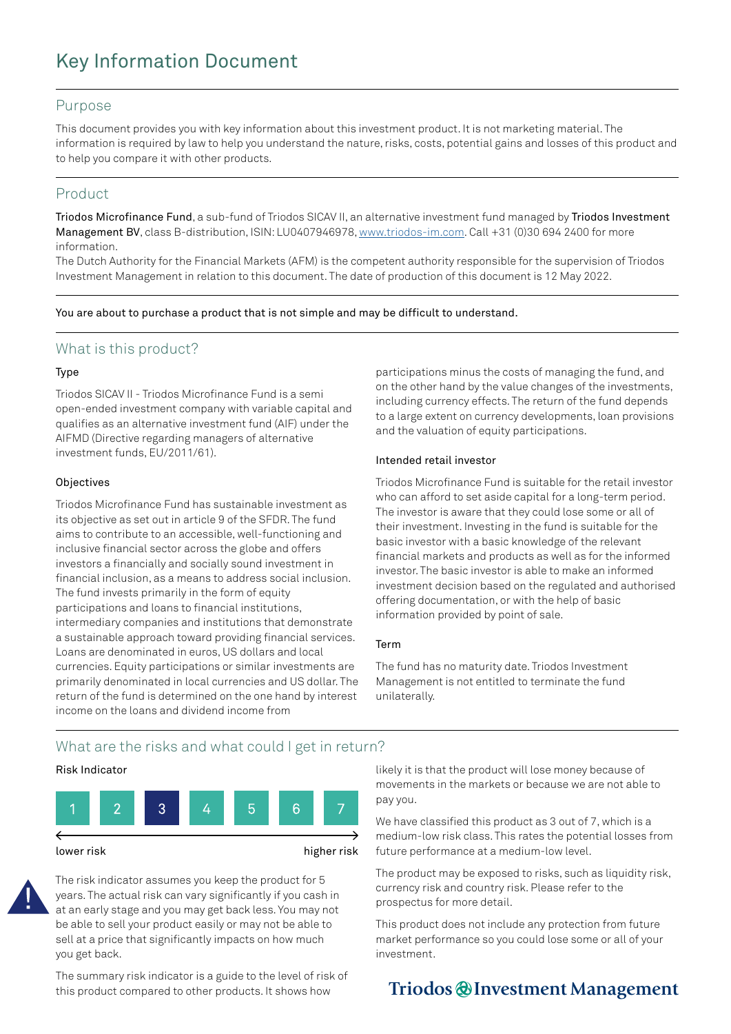# Key Information Document

## Purpose

This document provides you with key information about this investment product. It is not marketing material. The information is required by law to help you understand the nature, risks, costs, potential gains and losses of this product and to help you compare it with other products.

## Product

**Triodos Microfinance Fund**, a sub-fund of Triodos SICAV II, an alternative investment fund managed by **Triodos Investment Management BV**, class B-distribution, ISIN: LU0407946978, www.triodos-im.com. Call +31 (0)30 694 2400 for more information.

The Dutch Authority for the Financial Markets (AFM) is the competent authority responsible for the supervision of Triodos Investment Management in relation to this document. The date of production of this document is 12 May 2022.

You are about to purchase a product that is not simple and may be difficult to understand.

## What is this product?

### Type

Triodos SICAV II - Triodos Microfinance Fund is a semi open-ended investment company with variable capital and qualifies as an alternative investment fund (AIF) under the AIFMD (Directive regarding managers of alternative investment funds, EU/2011/61).

### Objectives

Triodos Microfinance Fund has sustainable investment as its objective as set out in article 9 of the SFDR. The fund aims to contribute to an accessible, well-functioning and inclusive financial sector across the globe and offers investors a financially and socially sound investment in financial inclusion, as a means to address social inclusion. The fund invests primarily in the form of equity participations and loans to financial institutions, intermediary companies and institutions that demonstrate a sustainable approach toward providing financial services. Loans are denominated in euros, US dollars and local currencies. Equity participations or similar investments are primarily denominated in local currencies and US dollar. The return of the fund is determined on the one hand by interest income on the loans and dividend income from participations minus the costs of managing the fund, and on the other hand by the value changes of the investments, including currency effects. The return of the fund depends to a large extent on currency developments, loan provisions and the valuation of equity participations.

### Intended retail investor

Triodos Microfinance Fund is suitable for the retail investor who can afford to set aside capital for a long-term period. The investor is aware that they could lose some or all of their investment. Investing in the fund is suitable for the basic investor with a basic knowledge of the relevant financial markets and products as well as for the informed investor. The basic investor is able to make an informed investment decision based on the regulated and authorised offering documentation, or with the help of basic information provided by point of sale.

### Term

The fund has no maturity date. Triodos Investment Management is not entitled to terminate the fund unilaterally.

## What are the risks and what could I get in return?

### Risk Indicator

| 1 | 2 | **3** | 4 | 5 | 6 | 7 |
|---|---|---|---|---|---|---|

lower risk ← → higher risk

The risk indicator assumes you keep the product for 5 years. The actual risk can vary significantly if you cash in at an early stage and you may get back less. You may not be able to sell your product easily or may not be able to sell at a price that significantly impacts on how much you get back.

The summary risk indicator is a guide to the level of risk of this product compared to other products. It shows how likely it is that the product will lose money because of movements in the markets or because we are not able to pay you.

We have classified this product as 3 out of 7, which is a medium-low risk class. This rates the potential losses from future performance at a medium-low level.

The product may be exposed to risks, such as liquidity risk, currency risk and country risk. Please refer to the prospectus for more detail.

This product does not include any protection from future market performance so you could lose some or all of your investment.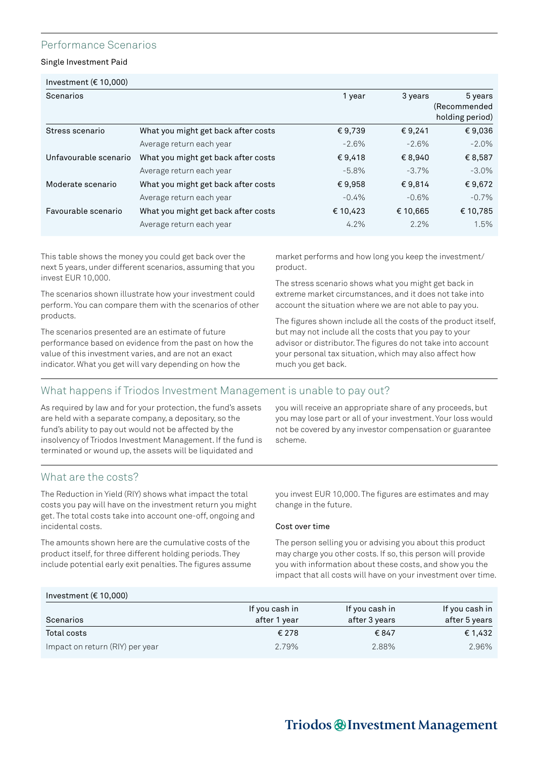## Performance Scenarios

Single Investment Paid

| Investment (€ 10,000) | | | | |
|---|---|---|---|---|
| Scenarios | | 1 year | 3 years | 5 years (Recommended holding period) |
| Stress scenario | What you might get back after costs | € 9,739 | € 9,241 | € 9,036 |
| | Average return each year | -2.6% | -2.6% | -2.0% |
| Unfavourable scenario | What you might get back after costs | € 9,418 | € 8,940 | € 8,587 |
| | Average return each year | -5.8% | -3.7% | -3.0% |
| Moderate scenario | What you might get back after costs | € 9,958 | € 9,814 | € 9,672 |
| | Average return each year | -0.4% | -0.6% | -0.7% |
| Favourable scenario | What you might get back after costs | € 10,423 | € 10,665 | € 10,785 |
| | Average return each year | 4.2% | 2.2% | 1.5% |

This table shows the money you could get back over the next 5 years, under different scenarios, assuming that you invest EUR 10,000.

The scenarios shown illustrate how your investment could perform. You can compare them with the scenarios of other products.

The scenarios presented are an estimate of future performance based on evidence from the past on how the value of this investment varies, and are not an exact indicator. What you get will vary depending on how the market performs and how long you keep the investment/ product.

The stress scenario shows what you might get back in extreme market circumstances, and it does not take into account the situation where we are not able to pay you.

The figures shown include all the costs of the product itself, but may not include all the costs that you pay to your advisor or distributor. The figures do not take into account your personal tax situation, which may also affect how much you get back.

## What happens if Triodos Investment Management is unable to pay out?

As required by law and for your protection, the fund's assets are held with a separate company, a depositary, so the fund's ability to pay out would not be affected by the insolvency of Triodos Investment Management. If the fund is terminated or wound up, the assets will be liquidated and you will receive an appropriate share of any proceeds, but you may lose part or all of your investment. Your loss would not be covered by any investor compensation or guarantee scheme.

## What are the costs?

The Reduction in Yield (RIY) shows what impact the total costs you pay will have on the investment return you might get. The total costs take into account one-off, ongoing and incidental costs.

The amounts shown here are the cumulative costs of the product itself, for three different holding periods. They include potential early exit penalties. The figures assume you invest EUR 10,000. The figures are estimates and may change in the future.

### Cost over time

The person selling you or advising you about this product may charge you other costs. If so, this person will provide you with information about these costs, and show you the impact that all costs will have on your investment over time.

| Investment (€ 10,000) | | | |
|---|---|---|---|
| Scenarios | If you cash in after 1 year | If you cash in after 3 years | If you cash in after 5 years |
| Total costs | € 278 | € 847 | € 1,432 |
| Impact on return (RIY) per year | 2.79% | 2.88% | 2.96% |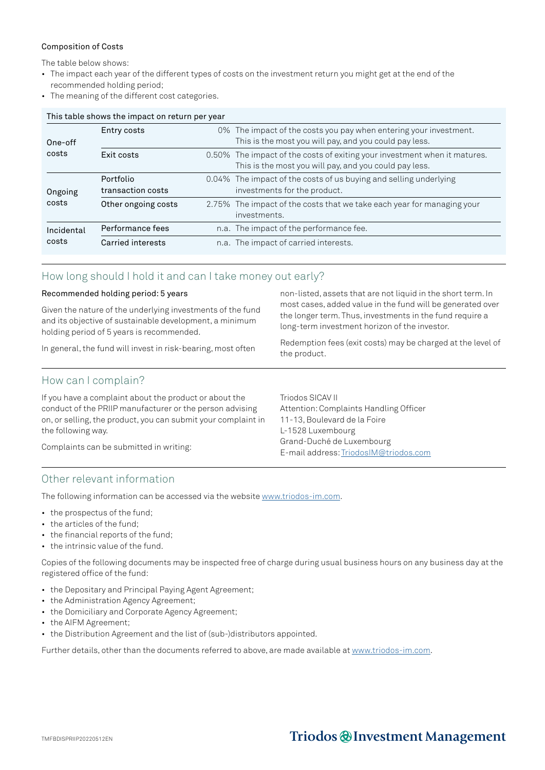Composition of Costs

The table below shows:

- The impact each year of the different types of costs on the investment return you might get at the end of the recommended holding period;
- The meaning of the different cost categories.

| This table shows the impact on return per year | | | |
|---|---|---|---|
| One-off costs | Entry costs | 0% | The impact of the costs you pay when entering your investment. This is the most you will pay, and you could pay less. |
| | Exit costs | 0.50% | The impact of the costs of exiting your investment when it matures. This is the most you will pay, and you could pay less. |
| Ongoing costs | Portfolio transaction costs | 0.04% | The impact of the costs of us buying and selling underlying investments for the product. |
| | Other ongoing costs | 2.75% | The impact of the costs that we take each year for managing your investments. |
| Incidental costs | Performance fees | n.a. | The impact of the performance fee. |
| | Carried interests | n.a. | The impact of carried interests. |

## How long should I hold it and can I take money out early?

**Recommended holding period: 5 years**

Given the nature of the underlying investments of the fund and its objective of sustainable development, a minimum holding period of 5 years is recommended.

In general, the fund will invest in risk-bearing, most often non-listed, assets that are not liquid in the short term. In most cases, added value in the fund will be generated over the longer term. Thus, investments in the fund require a long-term investment horizon of the investor.

Redemption fees (exit costs) may be charged at the level of the product.

## How can I complain?

If you have a complaint about the product or about the conduct of the PRIIP manufacturer or the person advising on, or selling, the product, you can submit your complaint in the following way.

Complaints can be submitted in writing:

Triodos SICAV II
Attention: Complaints Handling Officer
11-13, Boulevard de la Foire
L-1528 Luxembourg
Grand-Duché de Luxembourg
E-mail address: TriodosIM@triodos.com

## Other relevant information

The following information can be accessed via the website www.triodos-im.com.

- the prospectus of the fund;
- the articles of the fund;
- the financial reports of the fund;
- the intrinsic value of the fund.

Copies of the following documents may be inspected free of charge during usual business hours on any business day at the registered office of the fund:

- the Depositary and Principal Paying Agent Agreement;
- the Administration Agency Agreement;
- the Domiciliary and Corporate Agency Agreement;
- the AIFM Agreement;
- the Distribution Agreement and the list of (sub-)distributors appointed.

Further details, other than the documents referred to above, are made available at www.triodos-im.com.

TMFBDISPRIIP20220512EN

Triodos Investment Management